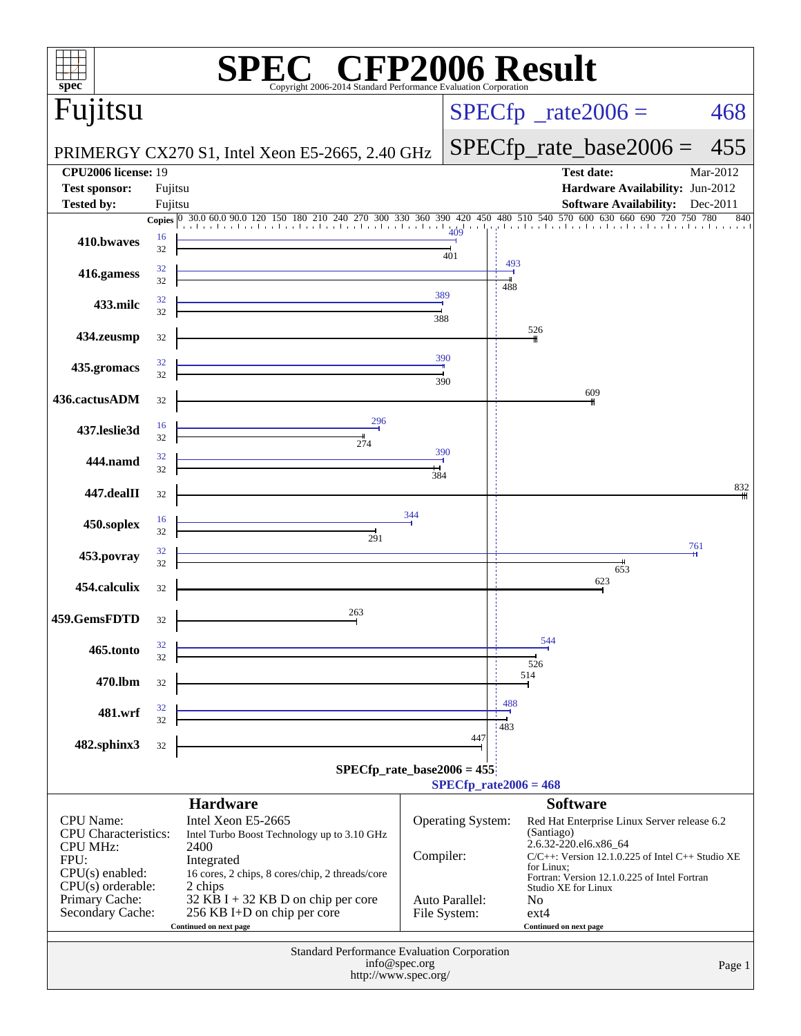# SPEC CFP2006 Result

Copyright 2006-2014 Standard Performance Evaluation Corporation

## Fujitsu

PRIMERGY CX270 S1, Intel Xeon E5-2665, 2.40 GHz

SPECfp_rate2006 = 468

SPECfp_rate_base2006 = 455

| | | | |
|---|---|---|---|
| **CPU2006 license:** | 19 | **Test date:** | Mar-2012 |
| **Test sponsor:** | Fujitsu | **Hardware Availability:** | Jun-2012 |
| **Tested by:** | Fujitsu | **Software Availability:** | Dec-2011 |

| Benchmark | Copies (peak) | Peak | Copies (base) | Base |
|---|---|---|---|---|
| 410.bwaves | 16 | 409 | 32 | 401 |
| 416.gamess | 32 | 493 | 32 | 488 |
| 433.milc | 32 | 389 | 32 | 388 |
| 434.zeusmp | | | 32 | 526 |
| 435.gromacs | 32 | 390 | 32 | 390 |
| 436.cactusADM | | | 32 | 609 |
| 437.leslie3d | 16 | 296 | 32 | 274 |
| 444.namd | 32 | 390 | 32 | 384 |
| 447.dealII | | | 32 | 832 |
| 450.soplex | 16 | 344 | 32 | 291 |
| 453.povray | 32 | 761 | 32 | 653 |
| 454.calculix | | | 32 | 623 |
| 459.GemsFDTD | | | 32 | 263 |
| 465.tonto | 32 | 544 | 32 | 526 |
| 470.lbm | | | 32 | 514 |
| 481.wrf | 32 | 488 | 32 | 483 |
| 482.sphinx3 | | | 32 | 447 |

SPECfp_rate_base2006 = 455

SPECfp_rate2006 = 468

## Hardware

| | |
|---|---|
| CPU Name: | Intel Xeon E5-2665 |
| CPU Characteristics: | Intel Turbo Boost Technology up to 3.10 GHz |
| CPU MHz: | 2400 |
| FPU: | Integrated |
| CPU(s) enabled: | 16 cores, 2 chips, 8 cores/chip, 2 threads/core |
| CPU(s) orderable: | 2 chips |
| Primary Cache: | 32 KB I + 32 KB D on chip per core |
| Secondary Cache: | 256 KB I+D on chip per core |

Continued on next page

## Software

| | |
|---|---|
| Operating System: | Red Hat Enterprise Linux Server release 6.2 (Santiago) 2.6.32-220.el6.x86_64 |
| Compiler: | C/C++: Version 12.1.0.225 of Intel C++ Studio XE for Linux; Fortran: Version 12.1.0.225 of Intel Fortran Studio XE for Linux |
| Auto Parallel: | No |
| File System: | ext4 |

Continued on next page

Standard Performance Evaluation Corporation
info@spec.org
http://www.spec.org/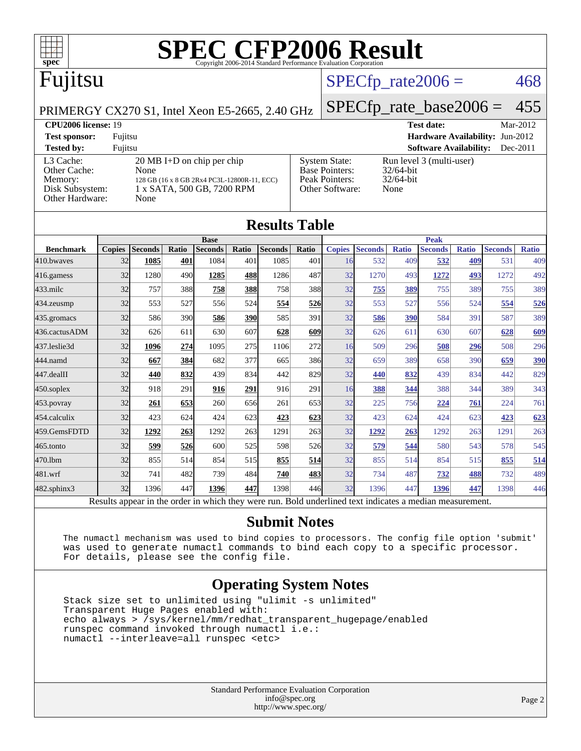# SPEC CFP2006 Result

Copyright 2006-2014 Standard Performance Evaluation Corporation

## Fujitsu

PRIMERGY CX270 S1, Intel Xeon E5-2665, 2.40 GHz

SPECfp_rate2006 = 468

SPECfp_rate_base2006 = 455

| | | | |
|---|---|---|---|
| **CPU2006 license:** 19 | | **Test date:** | Mar-2012 |
| **Test sponsor:** | Fujitsu | **Hardware Availability:** | Jun-2012 |
| **Tested by:** | Fujitsu | **Software Availability:** | Dec-2011 |

| | | | |
|---|---|---|---|
| L3 Cache: | 20 MB I+D on chip per chip | System State: | Run level 3 (multi-user) |
| Other Cache: | None | Base Pointers: | 32/64-bit |
| Memory: | 128 GB (16 x 8 GB 2Rx4 PC3L-12800R-11, ECC) | Peak Pointers: | 32/64-bit |
| Disk Subsystem: | 1 x SATA, 500 GB, 7200 RPM | Other Software: | None |
| Other Hardware: | None | | |

## Results Table

| | Base | | | | | | | Peak | | | | | | |
|---|---|---|---|---|---|---|---|---|---|---|---|---|---|---|
| **Benchmark** | **Copies** | **Seconds** | **Ratio** | **Seconds** | **Ratio** | **Seconds** | **Ratio** | **Copies** | **Seconds** | **Ratio** | **Seconds** | **Ratio** | **Seconds** | **Ratio** |
| 410.bwaves | 32 | **1085** | **401** | 1084 | 401 | 1085 | 401 | 16 | 532 | 409 | **532** | **409** | 531 | 409 |
| 416.gamess | 32 | 1280 | 490 | **1285** | **488** | 1286 | 487 | 32 | 1270 | 493 | **1272** | **493** | 1272 | 492 |
| 433.milc | 32 | 757 | 388 | **758** | **388** | 758 | 388 | 32 | **755** | **389** | 755 | 389 | 755 | 389 |
| 434.zeusmp | 32 | 553 | 527 | 556 | 524 | **554** | **526** | 32 | 553 | 527 | 556 | 524 | **554** | **526** |
| 435.gromacs | 32 | 586 | 390 | **586** | **390** | 585 | 391 | 32 | **586** | **390** | 584 | 391 | 587 | 389 |
| 436.cactusADM | 32 | 626 | 611 | 630 | 607 | **628** | **609** | 32 | 626 | 611 | 630 | 607 | **628** | **609** |
| 437.leslie3d | 32 | **1096** | **274** | 1095 | 275 | 1106 | 272 | 16 | 509 | 296 | **508** | **296** | 508 | 296 |
| 444.namd | 32 | **667** | **384** | 682 | 377 | 665 | 386 | 32 | 659 | 389 | 658 | 390 | **659** | **390** |
| 447.dealII | 32 | **440** | **832** | 439 | 834 | 442 | 829 | 32 | **440** | **832** | 439 | 834 | 442 | 829 |
| 450.soplex | 32 | 918 | 291 | **916** | **291** | 916 | 291 | 16 | **388** | **344** | 388 | 344 | 389 | 343 |
| 453.povray | 32 | **261** | **653** | 260 | 656 | 261 | 653 | 32 | 225 | 756 | **224** | **761** | 224 | 761 |
| 454.calculix | 32 | 423 | 624 | 424 | 623 | **423** | **623** | 32 | 423 | 624 | 424 | 623 | **423** | **623** |
| 459.GemsFDTD | 32 | **1292** | **263** | 1292 | 263 | 1291 | 263 | 32 | **1292** | **263** | 1292 | 263 | 1291 | 263 |
| 465.tonto | 32 | **599** | **526** | 600 | 525 | 598 | 526 | 32 | **579** | **544** | 580 | 543 | 578 | 545 |
| 470.lbm | 32 | 855 | 514 | 854 | 515 | **855** | **514** | 32 | 855 | 514 | 854 | 515 | **855** | **514** |
| 481.wrf | 32 | 741 | 482 | 739 | 484 | **740** | **483** | 32 | 734 | 487 | **732** | **488** | 732 | 489 |
| 482.sphinx3 | 32 | 1396 | 447 | **1396** | **447** | 1398 | 446 | 32 | 1396 | 447 | **1396** | **447** | 1398 | 446 |

Results appear in the order in which they were run. Bold underlined text indicates a median measurement.

## Submit Notes

```
The numactl mechanism was used to bind copies to processors. The config file option 'submit'
was used to generate numactl commands to bind each copy to a specific processor.
For details, please see the config file.
```

## Operating System Notes

```
Stack size set to unlimited using "ulimit -s unlimited"
Transparent Huge Pages enabled with:
echo always > /sys/kernel/mm/redhat_transparent_hugepage/enabled
runspec command invoked through numactl i.e.:
numactl --interleave=all runspec <etc>
```

Standard Performance Evaluation Corporation
info@spec.org
http://www.spec.org/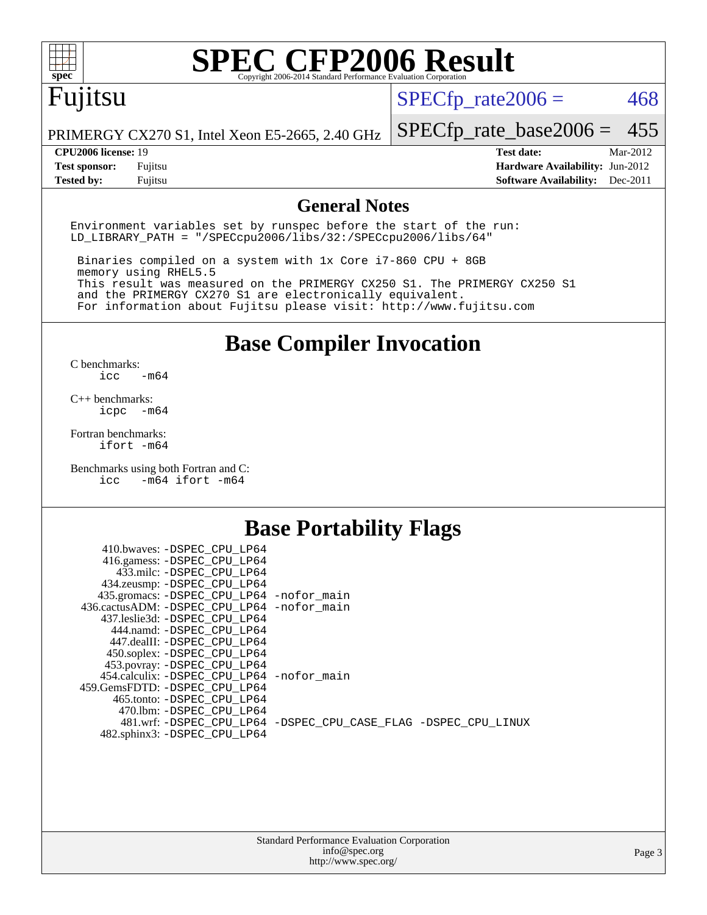# SPEC CFP2006 Result

Copyright 2006-2014 Standard Performance Evaluation Corporation

## Fujitsu

PRIMERGY CX270 S1, Intel Xeon E5-2665, 2.40 GHz

SPECfp_rate2006 = 468

SPECfp_rate_base2006 = 455

| | | | |
|---|---|---|---|
| **CPU2006 license:** | 19 | **Test date:** | Mar-2012 |
| **Test sponsor:** | Fujitsu | **Hardware Availability:** | Jun-2012 |
| **Tested by:** | Fujitsu | **Software Availability:** | Dec-2011 |

## General Notes

```
Environment variables set by runspec before the start of the run:
LD_LIBRARY_PATH = "/SPECcpu2006/libs/32:/SPECcpu2006/libs/64"

 Binaries compiled on a system with 1x Core i7-860 CPU + 8GB
 memory using RHEL5.5
 This result was measured on the PRIMERGY CX250 S1. The PRIMERGY CX250 S1
 and the PRIMERGY CX270 S1 are electronically equivalent.
 For information about Fujitsu please visit: http://www.fujitsu.com
```

## Base Compiler Invocation

C benchmarks:
    icc   -m64

C++ benchmarks:
    icpc   -m64

Fortran benchmarks:
    ifort -m64

Benchmarks using both Fortran and C:
    icc   -m64 ifort -m64

## Base Portability Flags

| Benchmark | Flags |
|---|---|
| 410.bwaves: | -DSPEC_CPU_LP64 |
| 416.gamess: | -DSPEC_CPU_LP64 |
| 433.milc: | -DSPEC_CPU_LP64 |
| 434.zeusmp: | -DSPEC_CPU_LP64 |
| 435.gromacs: | -DSPEC_CPU_LP64 -nofor_main |
| 436.cactusADM: | -DSPEC_CPU_LP64 -nofor_main |
| 437.leslie3d: | -DSPEC_CPU_LP64 |
| 444.namd: | -DSPEC_CPU_LP64 |
| 447.dealII: | -DSPEC_CPU_LP64 |
| 450.soplex: | -DSPEC_CPU_LP64 |
| 453.povray: | -DSPEC_CPU_LP64 |
| 454.calculix: | -DSPEC_CPU_LP64 -nofor_main |
| 459.GemsFDTD: | -DSPEC_CPU_LP64 |
| 465.tonto: | -DSPEC_CPU_LP64 |
| 470.lbm: | -DSPEC_CPU_LP64 |
| 481.wrf: | -DSPEC_CPU_LP64 -DSPEC_CPU_CASE_FLAG -DSPEC_CPU_LINUX |
| 482.sphinx3: | -DSPEC_CPU_LP64 |

Standard Performance Evaluation Corporation
info@spec.org
http://www.spec.org/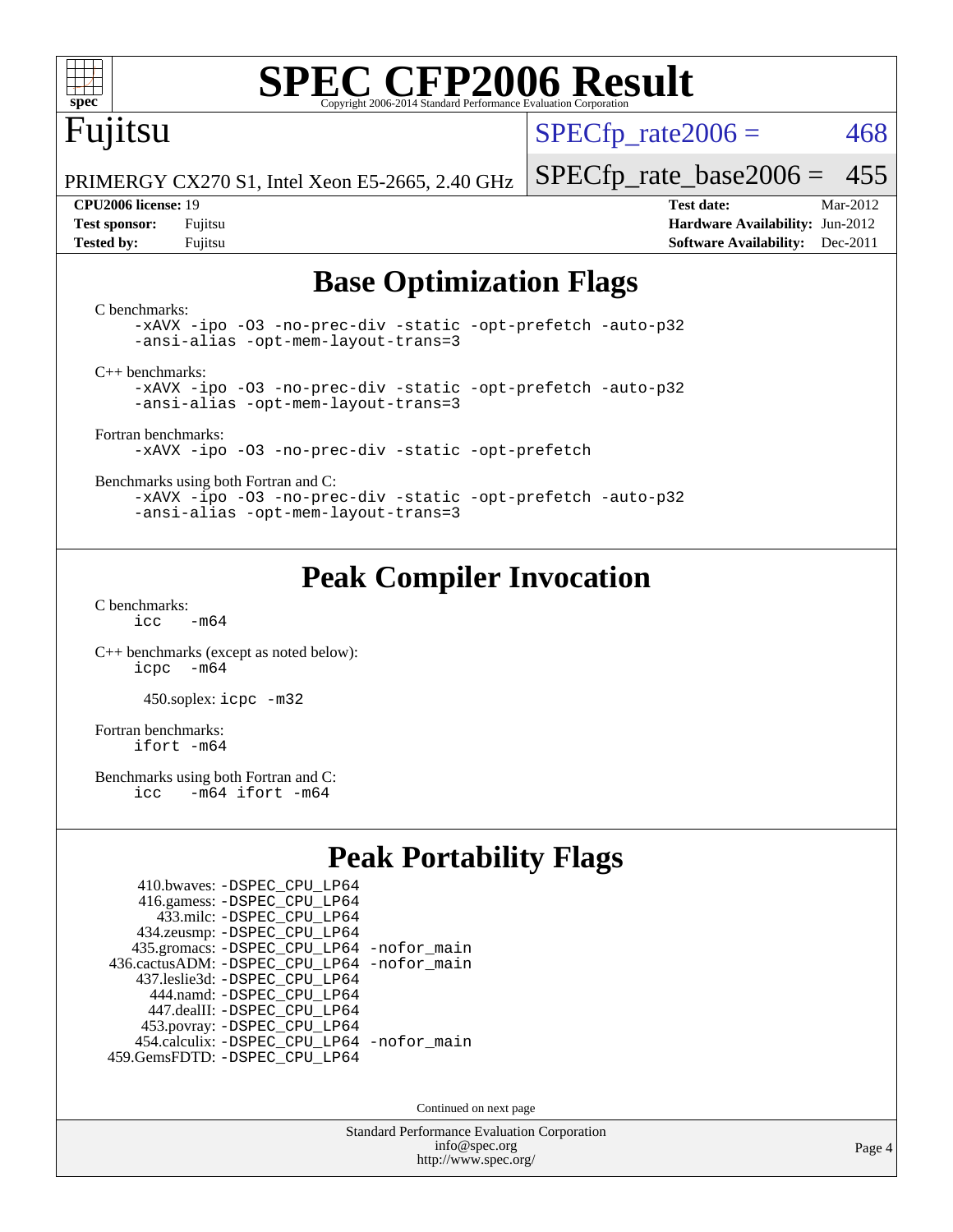# SPEC CFP2006 Result

Copyright 2006-2014 Standard Performance Evaluation Corporation

**Fujitsu**

PRIMERGY CX270 S1, Intel Xeon E5-2665, 2.40 GHz

SPECfp_rate2006 = 468

SPECfp_rate_base2006 = 455

**CPU2006 license:** 19
**Test sponsor:** Fujitsu
**Tested by:** Fujitsu

**Test date:** Mar-2012
**Hardware Availability:** Jun-2012
**Software Availability:** Dec-2011

## Base Optimization Flags

C benchmarks:

```
-xAVX -ipo -O3 -no-prec-div -static -opt-prefetch -auto-p32
-ansi-alias -opt-mem-layout-trans=3
```

C++ benchmarks:

```
-xAVX -ipo -O3 -no-prec-div -static -opt-prefetch -auto-p32
-ansi-alias -opt-mem-layout-trans=3
```

Fortran benchmarks:

```
-xAVX -ipo -O3 -no-prec-div -static -opt-prefetch
```

Benchmarks using both Fortran and C:

```
-xAVX -ipo -O3 -no-prec-div -static -opt-prefetch -auto-p32
-ansi-alias -opt-mem-layout-trans=3
```

## Peak Compiler Invocation

C benchmarks:

```
icc   -m64
```

C++ benchmarks (except as noted below):

```
icpc  -m64
```

450.soplex: `icpc -m32`

Fortran benchmarks:

```
ifort -m64
```

Benchmarks using both Fortran and C:

```
icc   -m64 ifort -m64
```

## Peak Portability Flags

```
    410.bwaves: -DSPEC_CPU_LP64
    416.gamess: -DSPEC_CPU_LP64
      433.milc: -DSPEC_CPU_LP64
    434.zeusmp: -DSPEC_CPU_LP64
   435.gromacs: -DSPEC_CPU_LP64 -nofor_main
 436.cactusADM: -DSPEC_CPU_LP64 -nofor_main
   437.leslie3d: -DSPEC_CPU_LP64
      444.namd: -DSPEC_CPU_LP64
    447.dealII: -DSPEC_CPU_LP64
    453.povray: -DSPEC_CPU_LP64
  454.calculix: -DSPEC_CPU_LP64 -nofor_main
 459.GemsFDTD: -DSPEC_CPU_LP64
```

Continued on next page

Standard Performance Evaluation Corporation
info@spec.org
http://www.spec.org/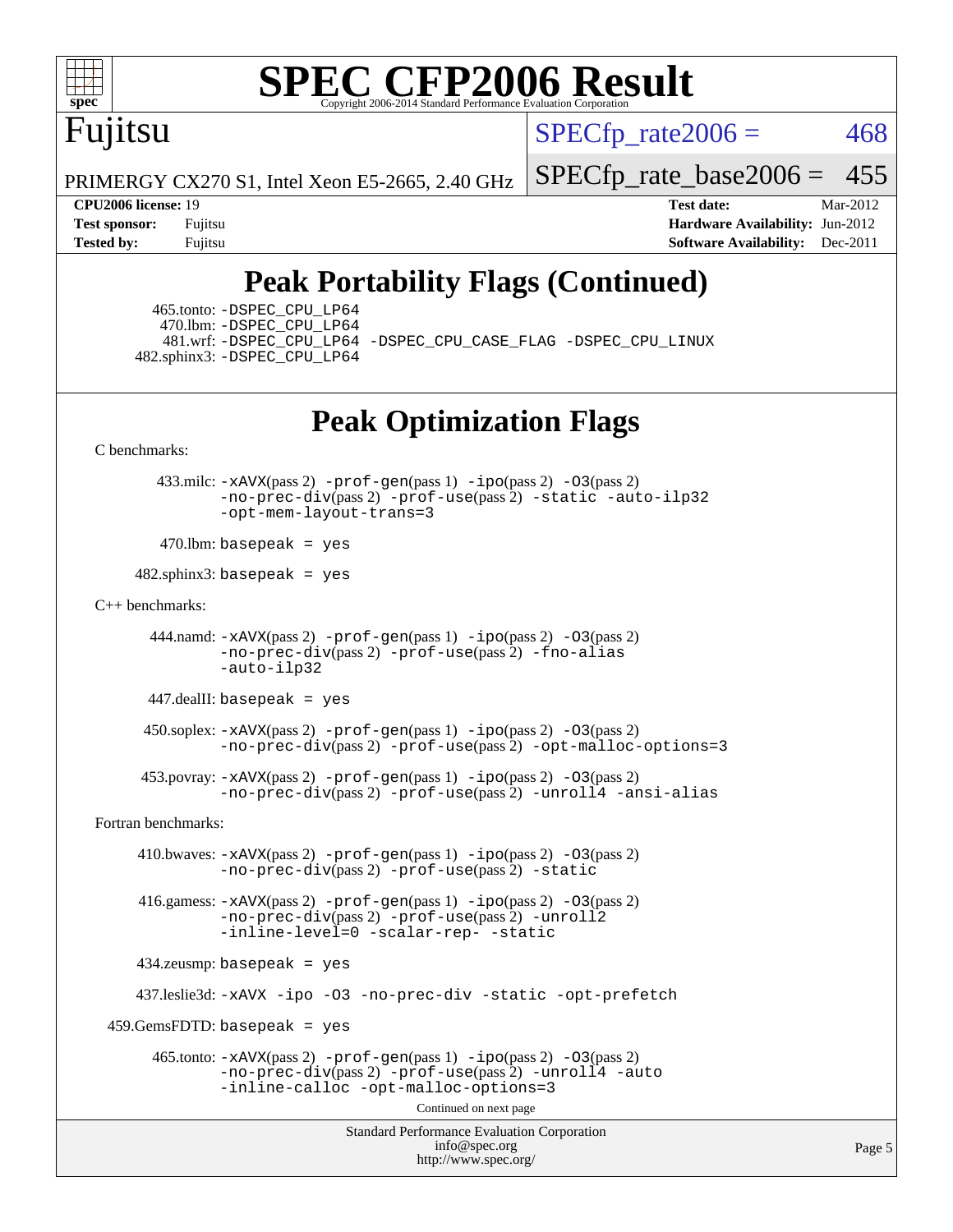# SPEC CFP2006 Result

Copyright 2006-2014 Standard Performance Evaluation Corporation

**Fujitsu**

PRIMERGY CX270 S1, Intel Xeon E5-2665, 2.40 GHz

SPECfp_rate2006 = 468

SPECfp_rate_base2006 = 455

**CPU2006 license:** 19
**Test sponsor:** Fujitsu
**Tested by:** Fujitsu

**Test date:** Mar-2012
**Hardware Availability:** Jun-2012
**Software Availability:** Dec-2011

## Peak Portability Flags (Continued)

465.tonto: -DSPEC_CPU_LP64
470.lbm: -DSPEC_CPU_LP64
481.wrf: -DSPEC_CPU_LP64 -DSPEC_CPU_CASE_FLAG -DSPEC_CPU_LINUX
482.sphinx3: -DSPEC_CPU_LP64

## Peak Optimization Flags

C benchmarks:

433.milc: -xAVX(pass 2) -prof-gen(pass 1) -ipo(pass 2) -O3(pass 2) -no-prec-div(pass 2) -prof-use(pass 2) -static -auto-ilp32 -opt-mem-layout-trans=3

470.lbm: basepeak = yes

482.sphinx3: basepeak = yes

C++ benchmarks:

444.namd: -xAVX(pass 2) -prof-gen(pass 1) -ipo(pass 2) -O3(pass 2) -no-prec-div(pass 2) -prof-use(pass 2) -fno-alias -auto-ilp32

447.dealII: basepeak = yes

450.soplex: -xAVX(pass 2) -prof-gen(pass 1) -ipo(pass 2) -O3(pass 2) -no-prec-div(pass 2) -prof-use(pass 2) -opt-malloc-options=3

453.povray: -xAVX(pass 2) -prof-gen(pass 1) -ipo(pass 2) -O3(pass 2) -no-prec-div(pass 2) -prof-use(pass 2) -unroll4 -ansi-alias

Fortran benchmarks:

410.bwaves: -xAVX(pass 2) -prof-gen(pass 1) -ipo(pass 2) -O3(pass 2) -no-prec-div(pass 2) -prof-use(pass 2) -static

416.gamess: -xAVX(pass 2) -prof-gen(pass 1) -ipo(pass 2) -O3(pass 2) -no-prec-div(pass 2) -prof-use(pass 2) -unroll2 -inline-level=0 -scalar-rep- -static

434.zeusmp: basepeak = yes

437.leslie3d: -xAVX -ipo -O3 -no-prec-div -static -opt-prefetch

459.GemsFDTD: basepeak = yes

465.tonto: -xAVX(pass 2) -prof-gen(pass 1) -ipo(pass 2) -O3(pass 2) -no-prec-div(pass 2) -prof-use(pass 2) -unroll4 -auto -inline-calloc -opt-malloc-options=3

Continued on next page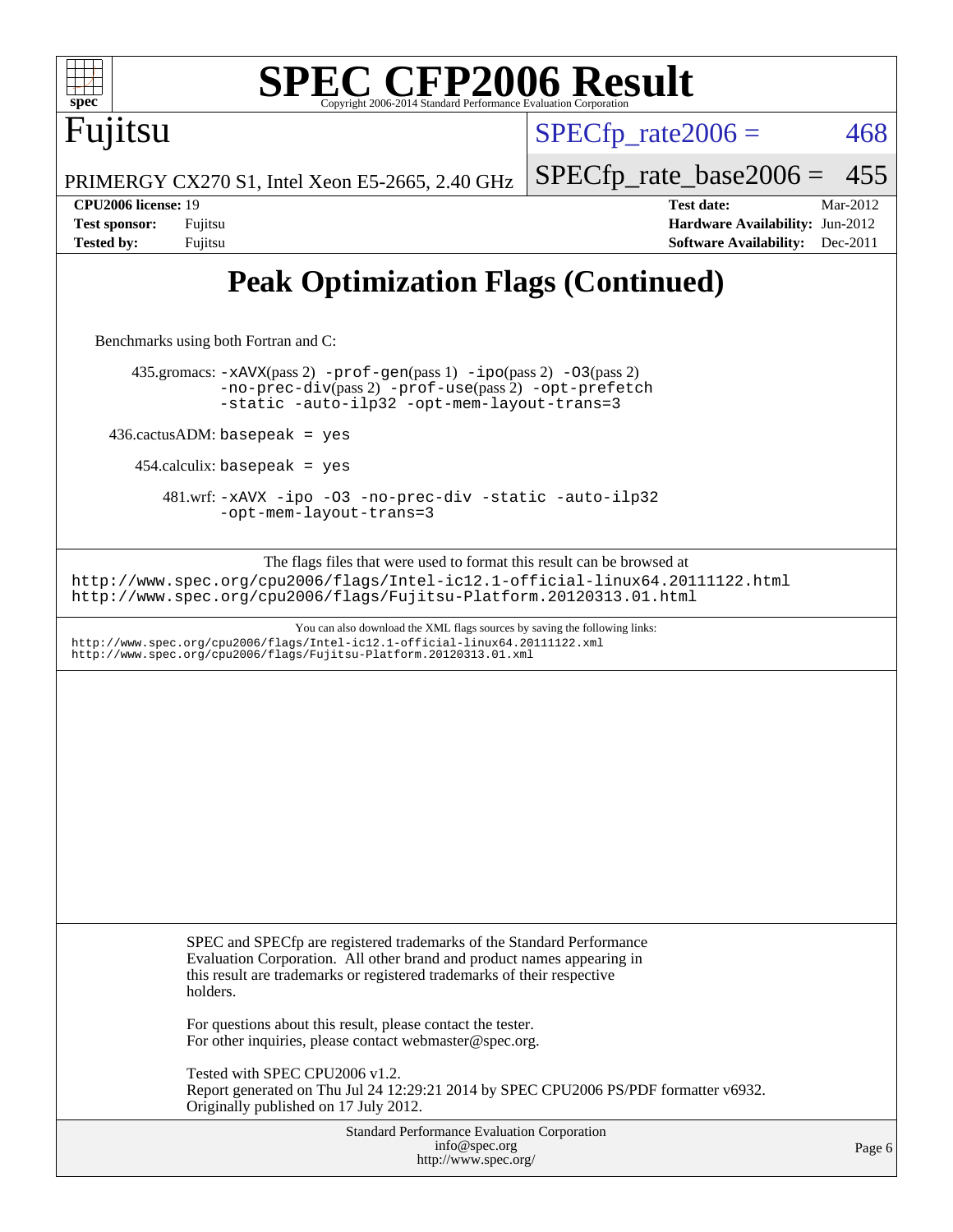# Peak Optimization Flags (Continued)

Benchmarks using both Fortran and C:

435.gromacs: -xAVX(pass 2) -prof-gen(pass 1) -ipo(pass 2) -O3(pass 2) -no-prec-div(pass 2) -prof-use(pass 2) -opt-prefetch -static -auto-ilp32 -opt-mem-layout-trans=3

436.cactusADM: basepeak = yes

454.calculix: basepeak = yes

481.wrf: -xAVX -ipo -O3 -no-prec-div -static -auto-ilp32 -opt-mem-layout-trans=3

The flags files that were used to format this result can be browsed at
http://www.spec.org/cpu2006/flags/Intel-ic12.1-official-linux64.20111122.html
http://www.spec.org/cpu2006/flags/Fujitsu-Platform.20120313.01.html

You can also download the XML flags sources by saving the following links:
http://www.spec.org/cpu2006/flags/Intel-ic12.1-official-linux64.20111122.xml
http://www.spec.org/cpu2006/flags/Fujitsu-Platform.20120313.01.xml

SPEC and SPECfp are registered trademarks of the Standard Performance Evaluation Corporation. All other brand and product names appearing in this result are trademarks or registered trademarks of their respective holders.

For questions about this result, please contact the tester.
For other inquiries, please contact webmaster@spec.org.

Tested with SPEC CPU2006 v1.2.
Report generated on Thu Jul 24 12:29:21 2014 by SPEC CPU2006 PS/PDF formatter v6932.
Originally published on 17 July 2012.